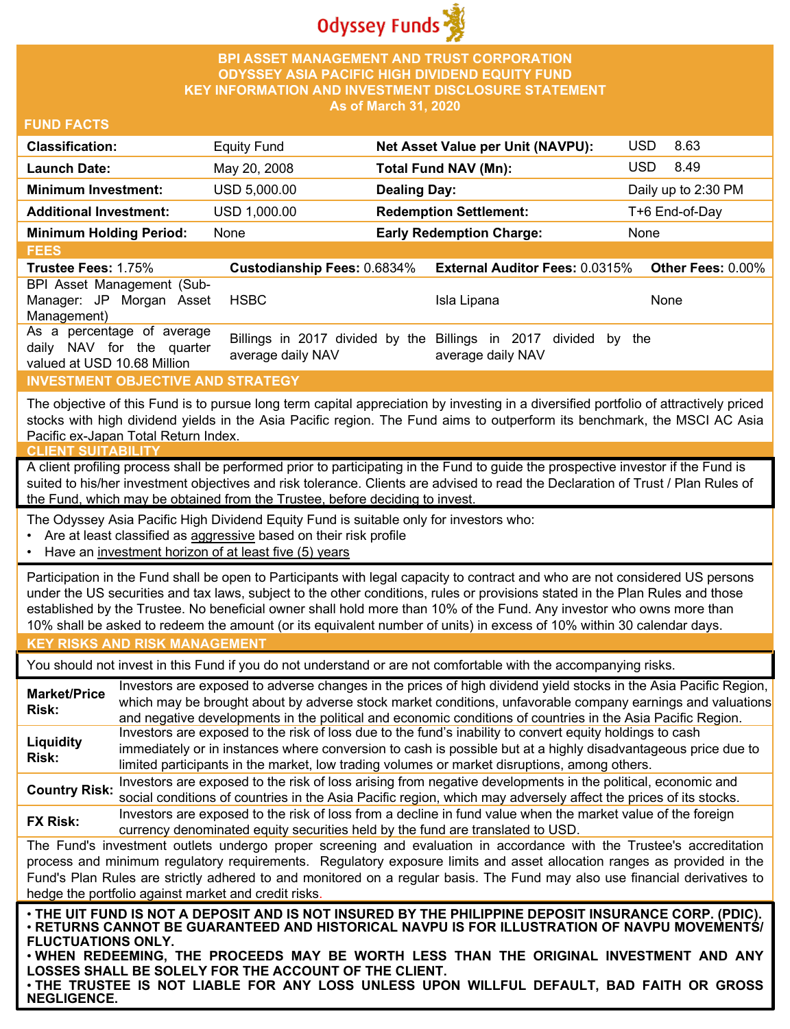Odyssey Funds

# BPI ASSET MANAGEMENT AND TRUST CORPORATION
# ODYSSEY ASIA PACIFIC HIGH DIVIDEND EQUITY FUND
## KEY INFORMATION AND INVESTMENT DISCLOSURE STATEMENT
### As of March 31, 2020

## FUND FACTS

| | | | |
|---|---|---|---|
| **Classification:** | Equity Fund | **Net Asset Value per Unit (NAVPU):** | USD 8.63 |
| **Launch Date:** | May 20, 2008 | **Total Fund NAV (Mn):** | USD 8.49 |
| **Minimum Investment:** | USD 5,000.00 | **Dealing Day:** | Daily up to 2:30 PM |
| **Additional Investment:** | USD 1,000.00 | **Redemption Settlement:** | T+6 End-of-Day |
| **Minimum Holding Period:** | None | **Early Redemption Charge:** | None |

## FEES

| **Trustee Fees:** 1.75% | **Custodianship Fees:** 0.6834% | **External Auditor Fees:** 0.0315% | **Other Fees:** 0.00% |
|---|---|---|---|
| BPI Asset Management (Sub-Manager: JP Morgan Asset Management) | HSBC | Isla Lipana | None |
| As a percentage of average daily NAV for the quarter valued at USD 10.68 Million | Billings in 2017 divided by the average daily NAV | Billings in 2017 divided by the average daily NAV | |

## INVESTMENT OBJECTIVE AND STRATEGY

The objective of this Fund is to pursue long term capital appreciation by investing in a diversified portfolio of attractively priced stocks with high dividend yields in the Asia Pacific region. The Fund aims to outperform its benchmark, the MSCI AC Asia Pacific ex-Japan Total Return Index.

## CLIENT SUITABILITY

A client profiling process shall be performed prior to participating in the Fund to guide the prospective investor if the Fund is suited to his/her investment objectives and risk tolerance. Clients are advised to read the Declaration of Trust / Plan Rules of the Fund, which may be obtained from the Trustee, before deciding to invest.

The Odyssey Asia Pacific High Dividend Equity Fund is suitable only for investors who:

- Are at least classified as aggressive based on their risk profile
- Have an investment horizon of at least five (5) years

Participation in the Fund shall be open to Participants with legal capacity to contract and who are not considered US persons under the US securities and tax laws, subject to the other conditions, rules or provisions stated in the Plan Rules and those established by the Trustee. No beneficial owner shall hold more than 10% of the Fund. Any investor who owns more than 10% shall be asked to redeem the amount (or its equivalent number of units) in excess of 10% within 30 calendar days.

## KEY RISKS AND RISK MANAGEMENT

You should not invest in this Fund if you do not understand or are not comfortable with the accompanying risks.

| | |
|---|---|
| **Market/Price Risk:** | Investors are exposed to adverse changes in the prices of high dividend yield stocks in the Asia Pacific Region, which may be brought about by adverse stock market conditions, unfavorable company earnings and valuations and negative developments in the political and economic conditions of countries in the Asia Pacific Region. |
| **Liquidity Risk:** | Investors are exposed to the risk of loss due to the fund's inability to convert equity holdings to cash immediately or in instances where conversion to cash is possible but at a highly disadvantageous price due to limited participants in the market, low trading volumes or market disruptions, among others. |
| **Country Risk:** | Investors are exposed to the risk of loss arising from negative developments in the political, economic and social conditions of countries in the Asia Pacific region, which may adversely affect the prices of its stocks. |
| **FX Risk:** | Investors are exposed to the risk of loss from a decline in fund value when the market value of the foreign currency denominated equity securities held by the fund are translated to USD. |

The Fund's investment outlets undergo proper screening and evaluation in accordance with the Trustee's accreditation process and minimum regulatory requirements. Regulatory exposure limits and asset allocation ranges as provided in the Fund's Plan Rules are strictly adhered to and monitored on a regular basis. The Fund may also use financial derivatives to hedge the portfolio against market and credit risks.

**• THE UIT FUND IS NOT A DEPOSIT AND IS NOT INSURED BY THE PHILIPPINE DEPOSIT INSURANCE CORP. (PDIC).**
**• RETURNS CANNOT BE GUARANTEED AND HISTORICAL NAVPU IS FOR ILLUSTRATION OF NAVPU MOVEMENTS/ FLUCTUATIONS ONLY.**
**• WHEN REDEEMING, THE PROCEEDS MAY BE WORTH LESS THAN THE ORIGINAL INVESTMENT AND ANY LOSSES SHALL BE SOLELY FOR THE ACCOUNT OF THE CLIENT.**
**• THE TRUSTEE IS NOT LIABLE FOR ANY LOSS UNLESS UPON WILLFUL DEFAULT, BAD FAITH OR GROSS NEGLIGENCE.**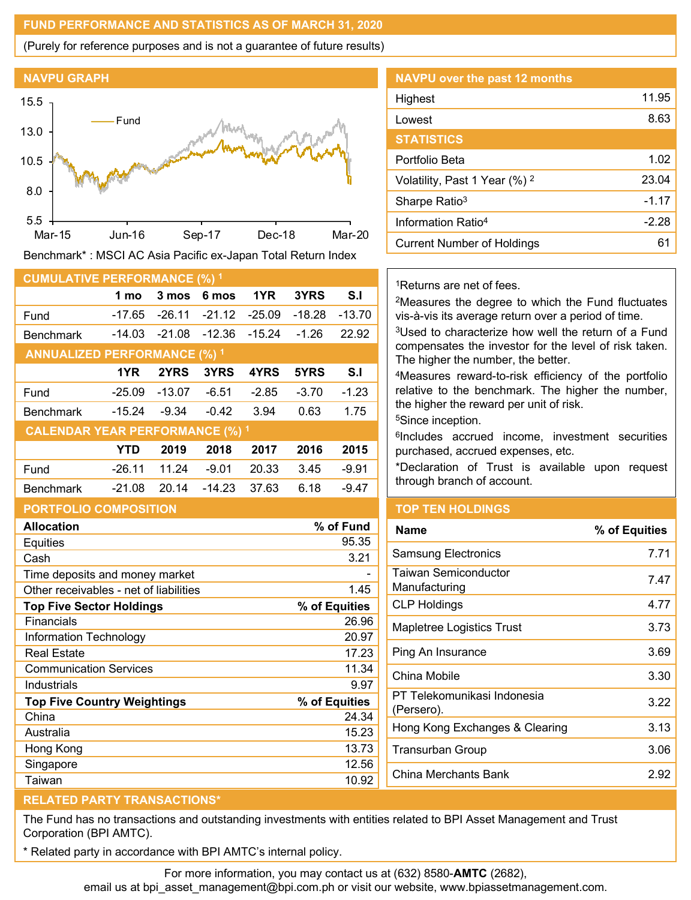## FUND PERFORMANCE AND STATISTICS AS OF MARCH 31, 2020

(Purely for reference purposes and is not a guarantee of future results)

### NAVPU GRAPH

Benchmark* : MSCI AC Asia Pacific ex-Japan Total Return Index

### NAVPU over the past 12 months

| | |
|---|---|
| Highest | 11.95 |
| Lowest | 8.63 |

### STATISTICS

| | |
|---|---|
| Portfolio Beta | 1.02 |
| Volatility, Past 1 Year (%) [2] | 23.04 |
| Sharpe Ratio[3] | -1.17 |
| Information Ratio[4] | -2.28 |
| Current Number of Holdings | 61 |

### CUMULATIVE PERFORMANCE (%) [1]

| | 1 mo | 3 mos | 6 mos | 1YR | 3YRS | S.I |
|---|---|---|---|---|---|---|
| Fund | -17.65 | -26.11 | -21.12 | -25.09 | -18.28 | -13.70 |
| Benchmark | -14.03 | -21.08 | -12.36 | -15.24 | -1.26 | 22.92 |

### ANNUALIZED PERFORMANCE (%) [1]

| | 1YR | 2YRS | 3YRS | 4YRS | 5YRS | S.I |
|---|---|---|---|---|---|---|
| Fund | -25.09 | -13.07 | -6.51 | -2.85 | -3.70 | -1.23 |
| Benchmark | -15.24 | -9.34 | -0.42 | 3.94 | 0.63 | 1.75 |

### CALENDAR YEAR PERFORMANCE (%) [1]

| | YTD | 2019 | 2018 | 2017 | 2016 | 2015 |
|---|---|---|---|---|---|---|
| Fund | -26.11 | 11.24 | -9.01 | 20.33 | 3.45 | -9.91 |
| Benchmark | -21.08 | 20.14 | -14.23 | 37.63 | 6.18 | -9.47 |

[1]Returns are net of fees.
[2]Measures the degree to which the Fund fluctuates vis-à-vis its average return over a period of time.
[3]Used to characterize how well the return of a Fund compensates the investor for the level of risk taken. The higher the number, the better.
[4]Measures reward-to-risk efficiency of the portfolio relative to the benchmark. The higher the number, the higher the reward per unit of risk.
[5]Since inception.
[6]Includes accrued income, investment securities purchased, accrued expenses, etc.
*Declaration of Trust is available upon request through branch of account.

### PORTFOLIO COMPOSITION

| Allocation | % of Fund |
|---|---|
| Equities | 95.35 |
| Cash | 3.21 |
| Time deposits and money market | - |
| Other receivables - net of liabilities | 1.45 |

| Top Five Sector Holdings | % of Equities |
|---|---|
| Financials | 26.96 |
| Information Technology | 20.97 |
| Real Estate | 17.23 |
| Communication Services | 11.34 |
| Industrials | 9.97 |

| Top Five Country Weightings | % of Equities |
|---|---|
| China | 24.34 |
| Australia | 15.23 |
| Hong Kong | 13.73 |
| Singapore | 12.56 |
| Taiwan | 10.92 |

### TOP TEN HOLDINGS

| Name | % of Equities |
|---|---|
| Samsung Electronics | 7.71 |
| Taiwan Semiconductor Manufacturing | 7.47 |
| CLP Holdings | 4.77 |
| Mapletree Logistics Trust | 3.73 |
| Ping An Insurance | 3.69 |
| China Mobile | 3.30 |
| PT Telekomunikasi Indonesia (Persero). | 3.22 |
| Hong Kong Exchanges & Clearing | 3.13 |
| Transurban Group | 3.06 |
| China Merchants Bank | 2.92 |

### RELATED PARTY TRANSACTIONS*

The Fund has no transactions and outstanding investments with entities related to BPI Asset Management and Trust Corporation (BPI AMTC).

* Related party in accordance with BPI AMTC's internal policy.

For more information, you may contact us at (632) 8580-**AMTC** (2682), email us at bpi_asset_management@bpi.com.ph or visit our website, www.bpiassetmanagement.com.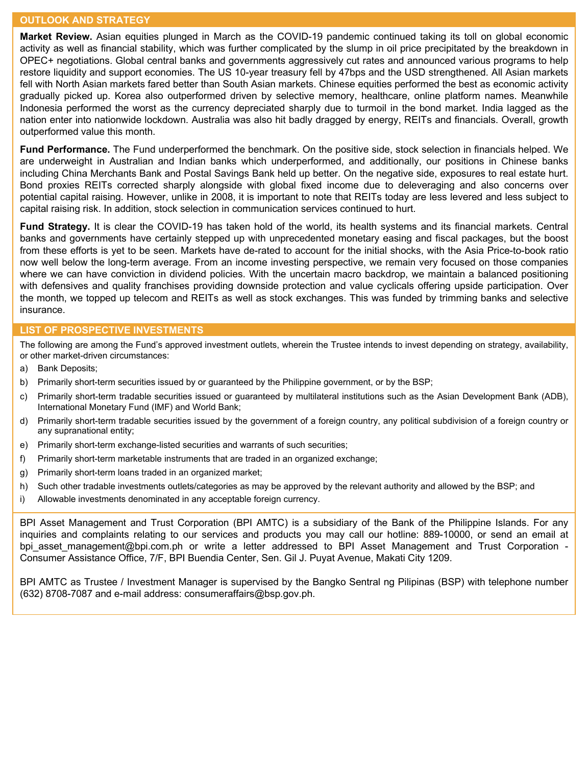## OUTLOOK AND STRATEGY

**Market Review.** Asian equities plunged in March as the COVID-19 pandemic continued taking its toll on global economic activity as well as financial stability, which was further complicated by the slump in oil price precipitated by the breakdown in OPEC+ negotiations. Global central banks and governments aggressively cut rates and announced various programs to help restore liquidity and support economies. The US 10-year treasury fell by 47bps and the USD strengthened. All Asian markets fell with North Asian markets fared better than South Asian markets. Chinese equities performed the best as economic activity gradually picked up. Korea also outperformed driven by selective memory, healthcare, online platform names. Meanwhile Indonesia performed the worst as the currency depreciated sharply due to turmoil in the bond market. India lagged as the nation enter into nationwide lockdown. Australia was also hit badly dragged by energy, REITs and financials. Overall, growth outperformed value this month.

**Fund Performance.** The Fund underperformed the benchmark. On the positive side, stock selection in financials helped. We are underweight in Australian and Indian banks which underperformed, and additionally, our positions in Chinese banks including China Merchants Bank and Postal Savings Bank held up better. On the negative side, exposures to real estate hurt. Bond proxies REITs corrected sharply alongside with global fixed income due to deleveraging and also concerns over potential capital raising. However, unlike in 2008, it is important to note that REITs today are less levered and less subject to capital raising risk. In addition, stock selection in communication services continued to hurt.

**Fund Strategy.** It is clear the COVID-19 has taken hold of the world, its health systems and its financial markets. Central banks and governments have certainly stepped up with unprecedented monetary easing and fiscal packages, but the boost from these efforts is yet to be seen. Markets have de-rated to account for the initial shocks, with the Asia Price-to-book ratio now well below the long-term average. From an income investing perspective, we remain very focused on those companies where we can have conviction in dividend policies. With the uncertain macro backdrop, we maintain a balanced positioning with defensives and quality franchises providing downside protection and value cyclicals offering upside participation. Over the month, we topped up telecom and REITs as well as stock exchanges. This was funded by trimming banks and selective insurance.

## LIST OF PROSPECTIVE INVESTMENTS

The following are among the Fund's approved investment outlets, wherein the Trustee intends to invest depending on strategy, availability, or other market-driven circumstances:

a) Bank Deposits;
b) Primarily short-term securities issued by or guaranteed by the Philippine government, or by the BSP;
c) Primarily short-term tradable securities issued or guaranteed by multilateral institutions such as the Asian Development Bank (ADB), International Monetary Fund (IMF) and World Bank;
d) Primarily short-term tradable securities issued by the government of a foreign country, any political subdivision of a foreign country or any supranational entity;
e) Primarily short-term exchange-listed securities and warrants of such securities;
f) Primarily short-term marketable instruments that are traded in an organized exchange;
g) Primarily short-term loans traded in an organized market;
h) Such other tradable investments outlets/categories as may be approved by the relevant authority and allowed by the BSP; and
i) Allowable investments denominated in any acceptable foreign currency.

BPI Asset Management and Trust Corporation (BPI AMTC) is a subsidiary of the Bank of the Philippine Islands. For any inquiries and complaints relating to our services and products you may call our hotline: 889-10000, or send an email at bpi_asset_management@bpi.com.ph or write a letter addressed to BPI Asset Management and Trust Corporation - Consumer Assistance Office, 7/F, BPI Buendia Center, Sen. Gil J. Puyat Avenue, Makati City 1209.

BPI AMTC as Trustee / Investment Manager is supervised by the Bangko Sentral ng Pilipinas (BSP) with telephone number (632) 8708-7087 and e-mail address: consumeraffairs@bsp.gov.ph.